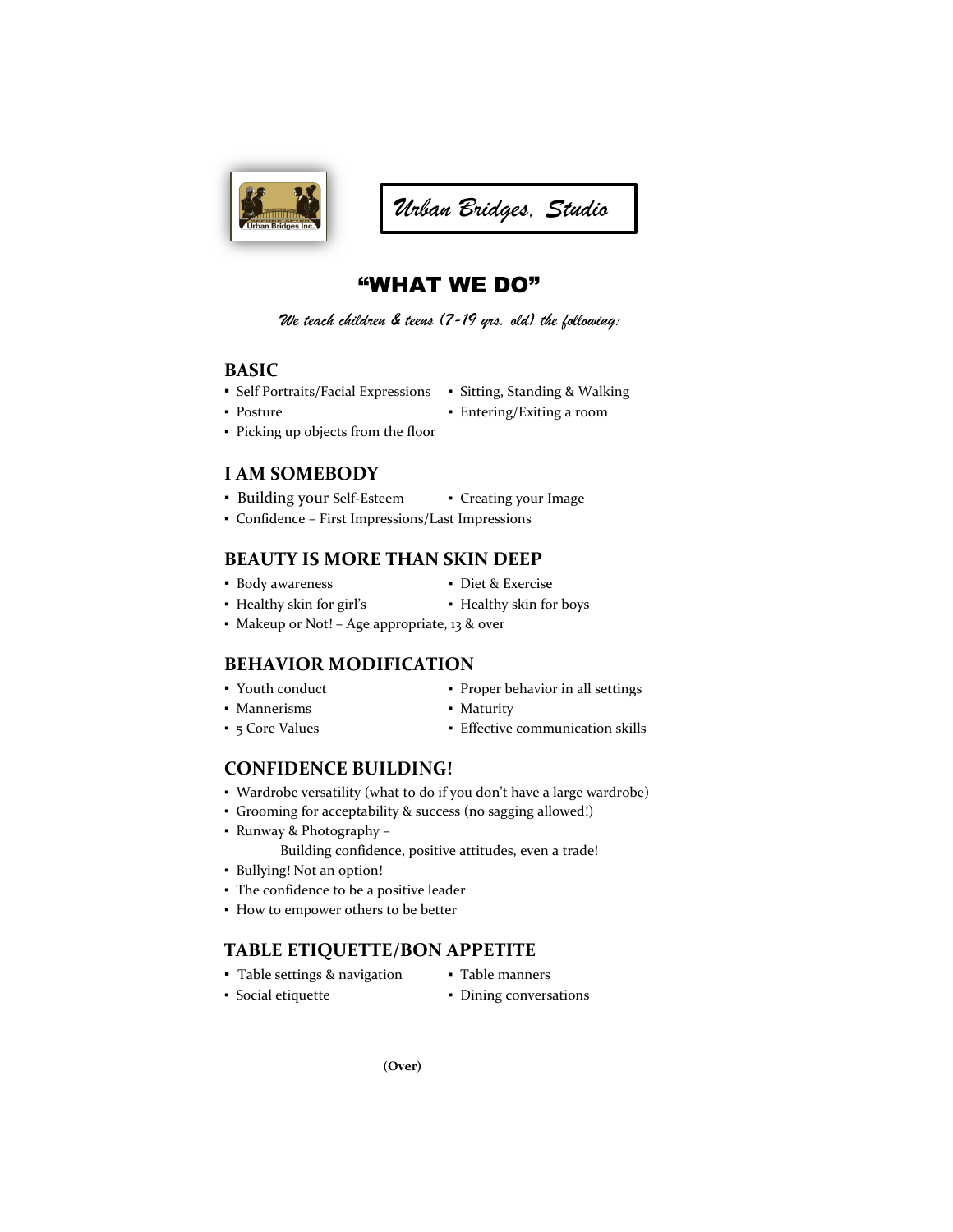*Urban Bridges, Studio*

# "WHAT WE DO"

*We teach children & teens (7-19 yrs. old) the following:*

## BASIC

- Self Portraits/Facial Expressions
- Sitting, Standing & Walking
- Posture
- Entering/Exiting a room
- Picking up objects from the floor

## I AM SOMEBODY

- Building your Self-Esteem
- Creating your Image
- Confidence – First Impressions/Last Impressions

## BEAUTY IS MORE THAN SKIN DEEP

- Body awareness
- Diet & Exercise
- Healthy skin for girl's
- Healthy skin for boys
- Makeup or Not! – Age appropriate, 13 & over

## BEHAVIOR MODIFICATION

- Youth conduct
- Proper behavior in all settings
- Mannerisms
- Maturity
- 5 Core Values
- Effective communication skills

## CONFIDENCE BUILDING!

- Wardrobe versatility (what to do if you don't have a large wardrobe)
- Grooming for acceptability & success (no sagging allowed!)
- Runway & Photography –
  Building confidence, positive attitudes, even a trade!
- Bullying! Not an option!
- The confidence to be a positive leader
- How to empower others to be better

## TABLE ETIQUETTE/BON APPETITE

- Table settings & navigation
- Table manners
- Social etiquette
- Dining conversations

**(Over)**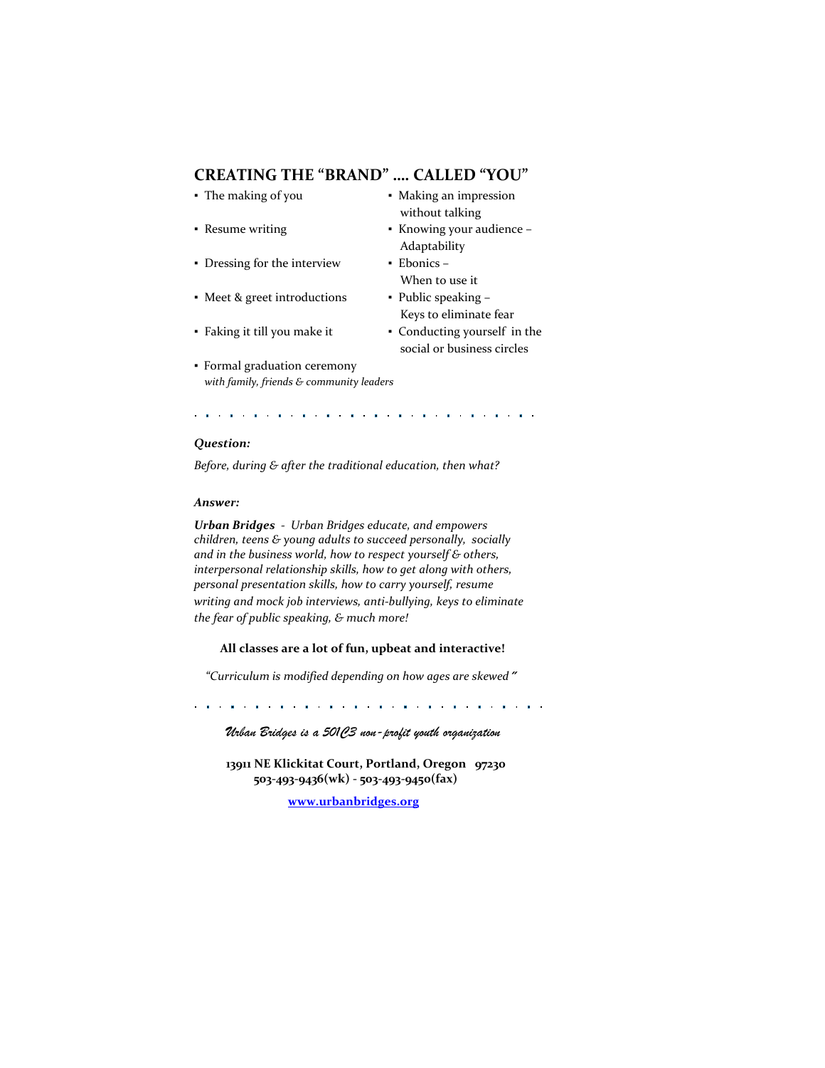## CREATING THE "BRAND" …. CALLED "YOU"

- The making of you
- Resume writing
- Dressing for the interview
- Meet & greet introductions
- Faking it till you make it
- Making an impression without talking
- Knowing your audience – Adaptability
- Ebonics – When to use it
- Public speaking – Keys to eliminate fear
- Conducting yourself in the social or business circles
- Formal graduation ceremony
  *with family, friends & community leaders*

***Question:***

*Before, during & after the traditional education, then what?*

***Answer:***

***Urban Bridges*** *- Urban Bridges educate, and empowers children, teens & young adults to succeed personally, socially and in the business world, how to respect yourself & others, interpersonal relationship skills, how to get along with others, personal presentation skills, how to carry yourself, resume writing and mock job interviews, anti-bullying, keys to eliminate the fear of public speaking, & much more!*

**All classes are a lot of fun, upbeat and interactive!**

*"Curriculum is modified depending on how ages are skewed"*

*Urban Bridges is a 501C3 non-profit youth organization*

**13911 NE Klickitat Court, Portland, Oregon 97230**
**503-493-9436(wk) - 503-493-9450(fax)**

**www.urbanbridges.org**